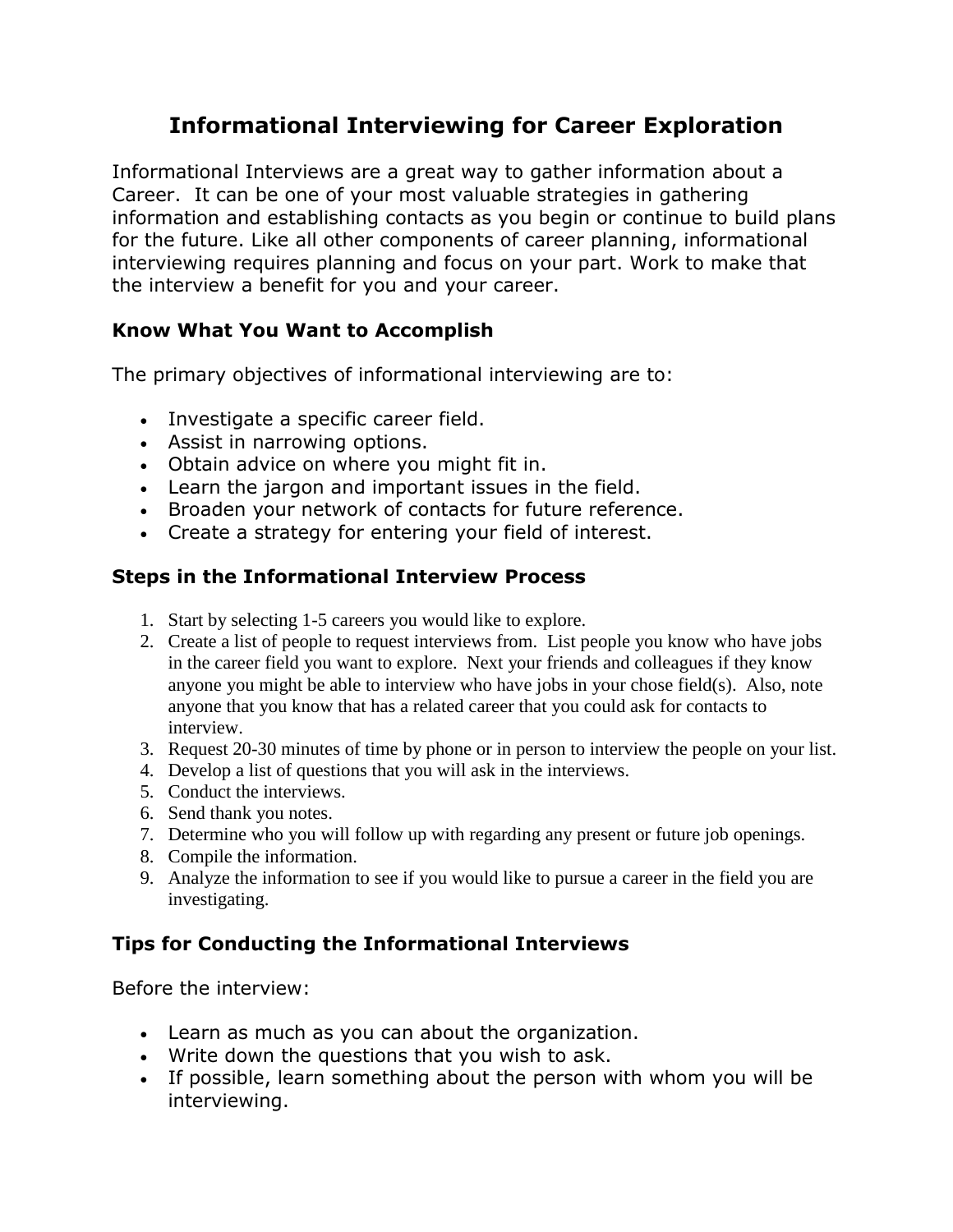# Informational Interviewing for Career Exploration

Informational Interviews are a great way to gather information about a Career. It can be one of your most valuable strategies in gathering information and establishing contacts as you begin or continue to build plans for the future. Like all other components of career planning, informational interviewing requires planning and focus on your part. Work to make that the interview a benefit for you and your career.

### Know What You Want to Accomplish

The primary objectives of informational interviewing are to:

- Investigate a specific career field.
- Assist in narrowing options.
- Obtain advice on where you might fit in.
- Learn the jargon and important issues in the field.
- Broaden your network of contacts for future reference.
- Create a strategy for entering your field of interest.

### Steps in the Informational Interview Process

1. Start by selecting 1-5 careers you would like to explore.
2. Create a list of people to request interviews from. List people you know who have jobs in the career field you want to explore. Next your friends and colleagues if they know anyone you might be able to interview who have jobs in your chose field(s). Also, note anyone that you know that has a related career that you could ask for contacts to interview.
3. Request 20-30 minutes of time by phone or in person to interview the people on your list.
4. Develop a list of questions that you will ask in the interviews.
5. Conduct the interviews.
6. Send thank you notes.
7. Determine who you will follow up with regarding any present or future job openings.
8. Compile the information.
9. Analyze the information to see if you would like to pursue a career in the field you are investigating.

### Tips for Conducting the Informational Interviews

Before the interview:

- Learn as much as you can about the organization.
- Write down the questions that you wish to ask.
- If possible, learn something about the person with whom you will be interviewing.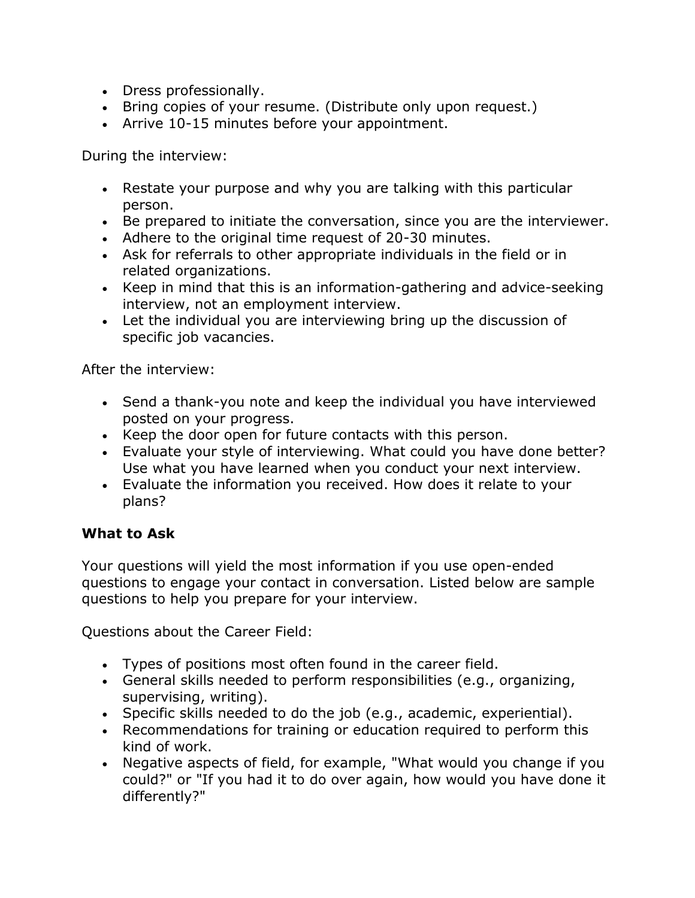- Dress professionally.
- Bring copies of your resume. (Distribute only upon request.)
- Arrive 10-15 minutes before your appointment.

During the interview:

- Restate your purpose and why you are talking with this particular person.
- Be prepared to initiate the conversation, since you are the interviewer.
- Adhere to the original time request of 20-30 minutes.
- Ask for referrals to other appropriate individuals in the field or in related organizations.
- Keep in mind that this is an information-gathering and advice-seeking interview, not an employment interview.
- Let the individual you are interviewing bring up the discussion of specific job vacancies.

After the interview:

- Send a thank-you note and keep the individual you have interviewed posted on your progress.
- Keep the door open for future contacts with this person.
- Evaluate your style of interviewing. What could you have done better? Use what you have learned when you conduct your next interview.
- Evaluate the information you received. How does it relate to your plans?

**What to Ask**

Your questions will yield the most information if you use open-ended questions to engage your contact in conversation. Listed below are sample questions to help you prepare for your interview.

Questions about the Career Field:

- Types of positions most often found in the career field.
- General skills needed to perform responsibilities (e.g., organizing, supervising, writing).
- Specific skills needed to do the job (e.g., academic, experiential).
- Recommendations for training or education required to perform this kind of work.
- Negative aspects of field, for example, "What would you change if you could?" or "If you had it to do over again, how would you have done it differently?"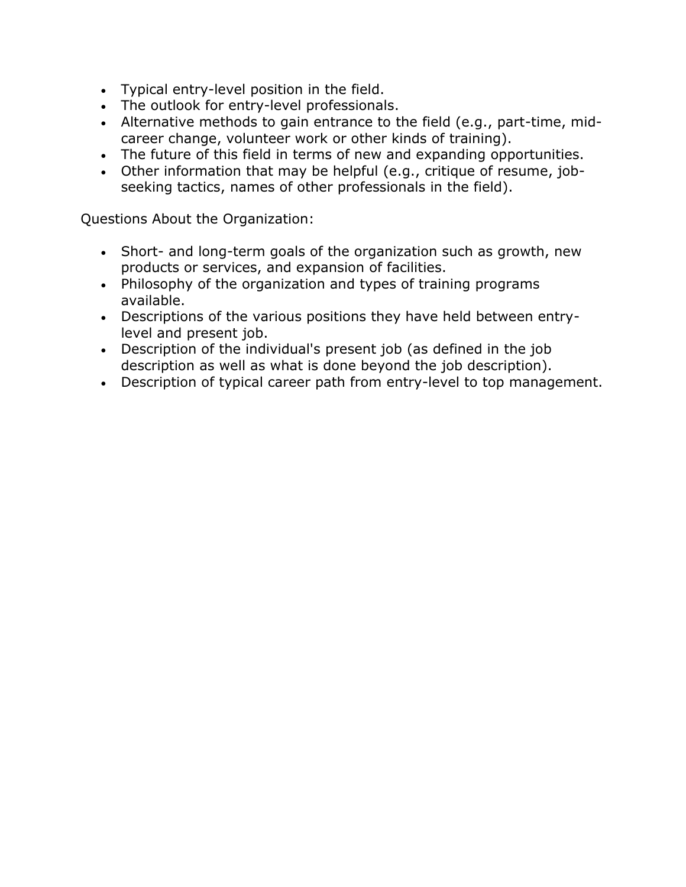- Typical entry-level position in the field.
- The outlook for entry-level professionals.
- Alternative methods to gain entrance to the field (e.g., part-time, mid-career change, volunteer work or other kinds of training).
- The future of this field in terms of new and expanding opportunities.
- Other information that may be helpful (e.g., critique of resume, job-seeking tactics, names of other professionals in the field).

Questions About the Organization:

- Short- and long-term goals of the organization such as growth, new products or services, and expansion of facilities.
- Philosophy of the organization and types of training programs available.
- Descriptions of the various positions they have held between entry-level and present job.
- Description of the individual's present job (as defined in the job description as well as what is done beyond the job description).
- Description of typical career path from entry-level to top management.